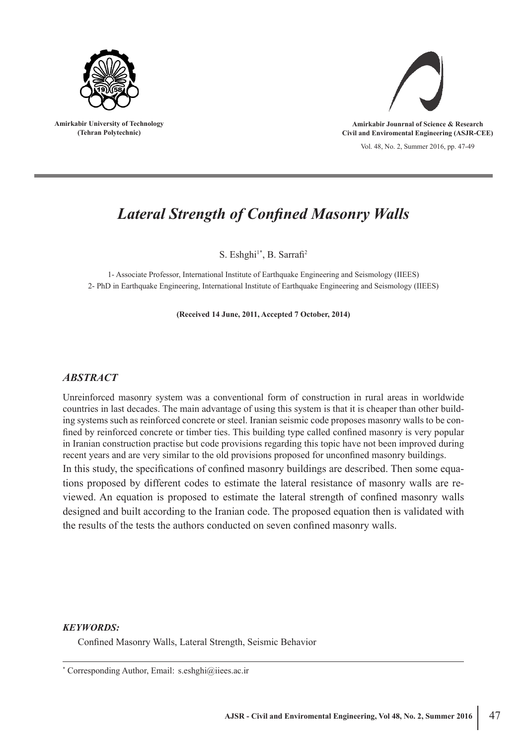Amirkabir University of Technology
(Tehran Polytechnic)

Amirkabir Jounrnal of Science & Research
Civil and Enviromental Engineering (ASJR-CEE)

# *Lateral Strength of Confined Masonry Walls*

S. Eshghi[1*], B. Sarrafi[2]

1- Associate Professor, International Institute of Earthquake Engineering and Seismology (IIEES)
2- PhD in Earthquake Engineering, International Institute of Earthquake Engineering and Seismology (IIEES)

**(Received 14 June, 2011, Accepted 7 October, 2014)**

## *ABSTRACT*

Unreinforced masonry system was a conventional form of construction in rural areas in worldwide countries in last decades. The main advantage of using this system is that it is cheaper than other building systems such as reinforced concrete or steel. Iranian seismic code proposes masonry walls to be confined by reinforced concrete or timber ties. This building type called confined masonry is very popular in Iranian construction practise but code provisions regarding this topic have not been improved during recent years and are very similar to the old provisions proposed for unconfined masonry buildings.

In this study, the specifications of confined masonry buildings are described. Then some equations proposed by different codes to estimate the lateral resistance of masonry walls are reviewed. An equation is proposed to estimate the lateral strength of confined masonry walls designed and built according to the Iranian code. The proposed equation then is validated with the results of the tests the authors conducted on seven confined masonry walls.

## *KEYWORDS:*

Confined Masonry Walls, Lateral Strength, Seismic Behavior

[*] Corresponding Author, Email: s.eshghi@iiees.ac.ir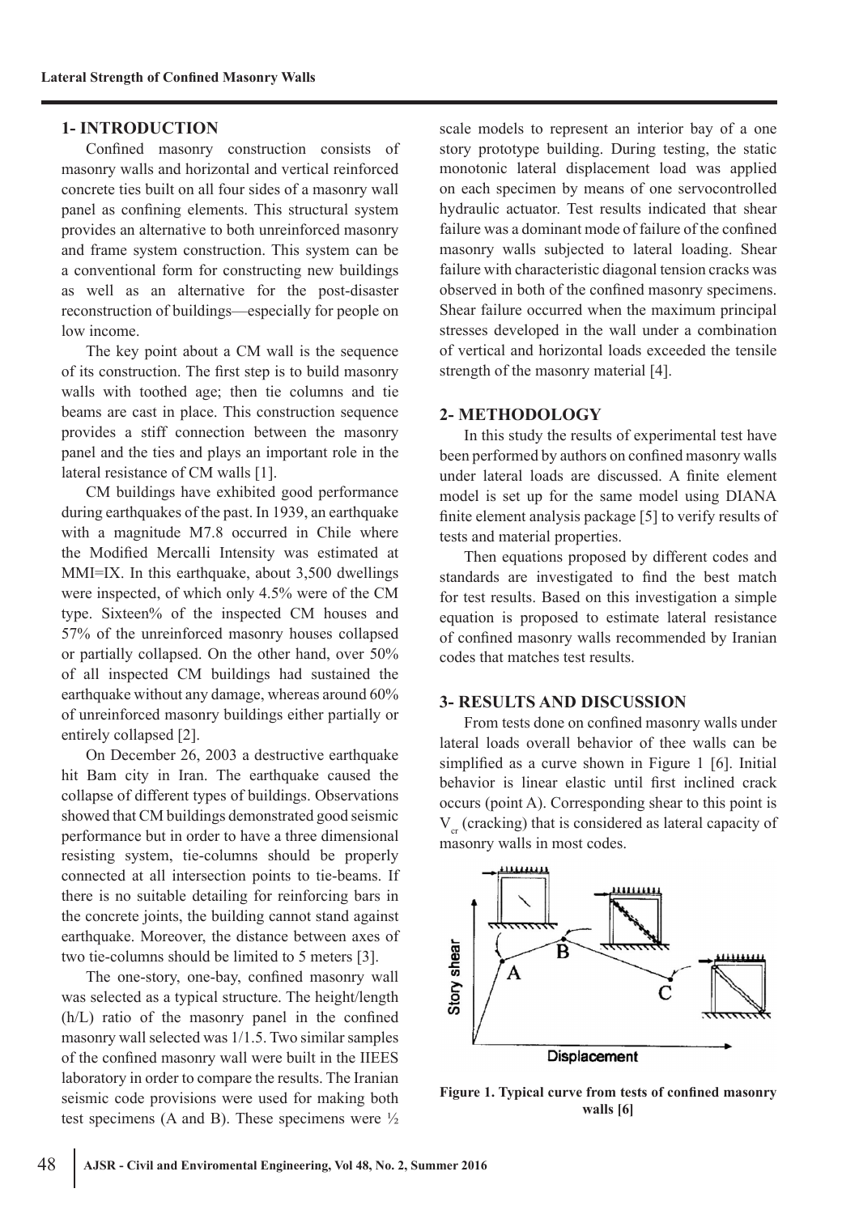## 1- INTRODUCTION

Confined masonry construction consists of masonry walls and horizontal and vertical reinforced concrete ties built on all four sides of a masonry wall panel as confining elements. This structural system provides an alternative to both unreinforced masonry and frame system construction. This system can be a conventional form for constructing new buildings as well as an alternative for the post-disaster reconstruction of buildings—especially for people on low income.

The key point about a CM wall is the sequence of its construction. The first step is to build masonry walls with toothed age; then tie columns and tie beams are cast in place. This construction sequence provides a stiff connection between the masonry panel and the ties and plays an important role in the lateral resistance of CM walls [1].

CM buildings have exhibited good performance during earthquakes of the past. In 1939, an earthquake with a magnitude M7.8 occurred in Chile where the Modified Mercalli Intensity was estimated at MMI=IX. In this earthquake, about 3,500 dwellings were inspected, of which only 4.5% were of the CM type. Sixteen% of the inspected CM houses and 57% of the unreinforced masonry houses collapsed or partially collapsed. On the other hand, over 50% of all inspected CM buildings had sustained the earthquake without any damage, whereas around 60% of unreinforced masonry buildings either partially or entirely collapsed [2].

On December 26, 2003 a destructive earthquake hit Bam city in Iran. The earthquake caused the collapse of different types of buildings. Observations showed that CM buildings demonstrated good seismic performance but in order to have a three dimensional resisting system, tie-columns should be properly connected at all intersection points to tie-beams. If there is no suitable detailing for reinforcing bars in the concrete joints, the building cannot stand against earthquake. Moreover, the distance between axes of two tie-columns should be limited to 5 meters [3].

The one-story, one-bay, confined masonry wall was selected as a typical structure. The height/length (h/L) ratio of the masonry panel in the confined masonry wall selected was 1/1.5. Two similar samples of the confined masonry wall were built in the IIEES laboratory in order to compare the results. The Iranian seismic code provisions were used for making both test specimens (A and B). These specimens were ½ scale models to represent an interior bay of a one story prototype building. During testing, the static monotonic lateral displacement load was applied on each specimen by means of one servocontrolled hydraulic actuator. Test results indicated that shear failure was a dominant mode of failure of the confined masonry walls subjected to lateral loading. Shear failure with characteristic diagonal tension cracks was observed in both of the confined masonry specimens. Shear failure occurred when the maximum principal stresses developed in the wall under a combination of vertical and horizontal loads exceeded the tensile strength of the masonry material [4].

## 2- METHODOLOGY

In this study the results of experimental test have been performed by authors on confined masonry walls under lateral loads are discussed. A finite element model is set up for the same model using DIANA finite element analysis package [5] to verify results of tests and material properties.

Then equations proposed by different codes and standards are investigated to find the best match for test results. Based on this investigation a simple equation is proposed to estimate lateral resistance of confined masonry walls recommended by Iranian codes that matches test results.

## 3- RESULTS AND DISCUSSION

From tests done on confined masonry walls under lateral loads overall behavior of thee walls can be simplified as a curve shown in Figure 1 [6]. Initial behavior is linear elastic until first inclined crack occurs (point A). Corresponding shear to this point is $V_{cr}$ (cracking) that is considered as lateral capacity of masonry walls in most codes.

**Figure 1. Typical curve from tests of confined masonry walls [6]**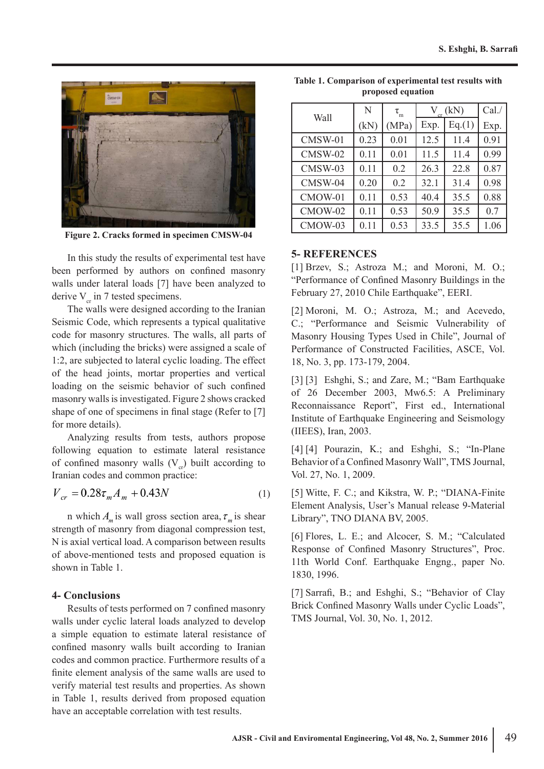Figure 2. Cracks formed in specimen CMSW-04

In this study the results of experimental test have been performed by authors on confined masonry walls under lateral loads [7] have been analyzed to derive $V_{cr}$ in 7 tested specimens.

The walls were designed according to the Iranian Seismic Code, which represents a typical qualitative code for masonry structures. The walls, all parts of which (including the bricks) were assigned a scale of 1:2, are subjected to lateral cyclic loading. The effect of the head joints, mortar properties and vertical loading on the seismic behavior of such confined masonry walls is investigated. Figure 2 shows cracked shape of one of specimens in final stage (Refer to [7] for more details).

Analyzing results from tests, authors propose following equation to estimate lateral resistance of confined masonry walls ($V_{cr}$) built according to Iranian codes and common practice:

$$V_{cr} = 0.28\tau_m A_m + 0.43N \tag{1}$$

n which $A_m$ is wall gross section area, $\tau_m$ is shear strength of masonry from diagonal compression test, N is axial vertical load. A comparison between results of above-mentioned tests and proposed equation is shown in Table 1.

**Table 1. Comparison of experimental test results with proposed equation**

| Wall | N (kN) | $\tau_m$ (MPa) | $V_{cr}$ (kN) Exp. | $V_{cr}$ (kN) Eq.(1) | Cal./Exp. |
|---|---|---|---|---|---|
| CMSW-01 | 0.23 | 0.01 | 12.5 | 11.4 | 0.91 |
| CMSW-02 | 0.11 | 0.01 | 11.5 | 11.4 | 0.99 |
| CMSW-03 | 0.11 | 0.2 | 26.3 | 22.8 | 0.87 |
| CMSW-04 | 0.20 | 0.2 | 32.1 | 31.4 | 0.98 |
| CMOW-01 | 0.11 | 0.53 | 40.4 | 35.5 | 0.88 |
| CMOW-02 | 0.11 | 0.53 | 50.9 | 35.5 | 0.7 |
| CMOW-03 | 0.11 | 0.53 | 33.5 | 35.5 | 1.06 |

## 4- Conclusions

Results of tests performed on 7 confined masonry walls under cyclic lateral loads analyzed to develop a simple equation to estimate lateral resistance of confined masonry walls built according to Iranian codes and common practice. Furthermore results of a finite element analysis of the same walls are used to verify material test results and properties. As shown in Table 1, results derived from proposed equation have an acceptable correlation with test results.

## 5- REFERENCES

[1] Brzev, S.; Astroza M.; and Moroni, M. O.; "Performance of Confined Masonry Buildings in the February 27, 2010 Chile Earthquake", EERI.

[2] Moroni, M. O.; Astroza, M.; and Acevedo, C.; "Performance and Seismic Vulnerability of Masonry Housing Types Used in Chile", Journal of Performance of Constructed Facilities, ASCE, Vol. 18, No. 3, pp. 173-179, 2004.

[3] [3] Eshghi, S.; and Zare, M.; "Bam Earthquake of 26 December 2003, Mw6.5: A Preliminary Reconnaissance Report", First ed., International Institute of Earthquake Engineering and Seismology (IIEES), Iran, 2003.

[4] [4] Pourazin, K.; and Eshghi, S.; "In-Plane Behavior of a Confined Masonry Wall", TMS Journal, Vol. 27, No. 1, 2009.

[5] Witte, F. C.; and Kikstra, W. P.; "DIANA-Finite Element Analysis, User's Manual release 9-Material Library", TNO DIANA BV, 2005.

[6] Flores, L. E.; and Alcocer, S. M.; "Calculated Response of Confined Masonry Structures", Proc. 11th World Conf. Earthquake Engng., paper No. 1830, 1996.

[7] Sarrafi, B.; and Eshghi, S.; "Behavior of Clay Brick Confined Masonry Walls under Cyclic Loads", TMS Journal, Vol. 30, No. 1, 2012.